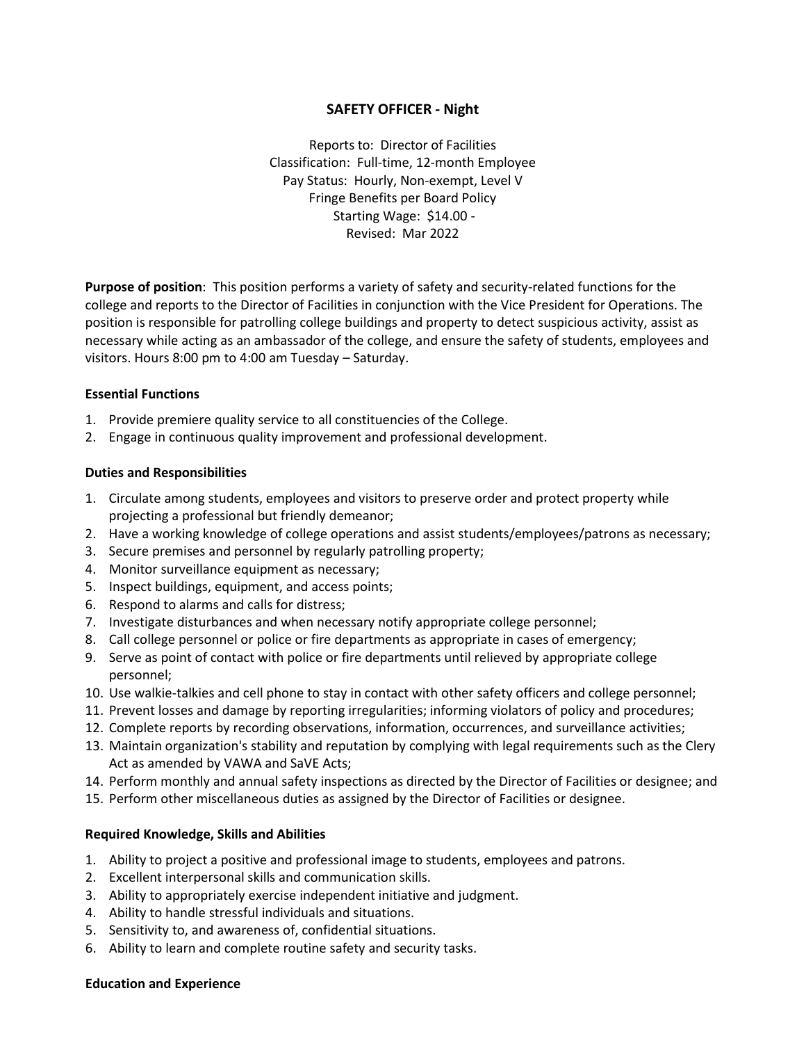# SAFETY OFFICER - Night

Reports to: Director of Facilities
Classification: Full-time, 12-month Employee
Pay Status: Hourly, Non-exempt, Level V
Fringe Benefits per Board Policy
Starting Wage: $14.00 -
Revised: Mar 2022

**Purpose of position**: This position performs a variety of safety and security-related functions for the college and reports to the Director of Facilities in conjunction with the Vice President for Operations. The position is responsible for patrolling college buildings and property to detect suspicious activity, assist as necessary while acting as an ambassador of the college, and ensure the safety of students, employees and visitors. Hours 8:00 pm to 4:00 am Tuesday – Saturday.

## Essential Functions

1. Provide premiere quality service to all constituencies of the College.
2. Engage in continuous quality improvement and professional development.

## Duties and Responsibilities

1. Circulate among students, employees and visitors to preserve order and protect property while projecting a professional but friendly demeanor;
2. Have a working knowledge of college operations and assist students/employees/patrons as necessary;
3. Secure premises and personnel by regularly patrolling property;
4. Monitor surveillance equipment as necessary;
5. Inspect buildings, equipment, and access points;
6. Respond to alarms and calls for distress;
7. Investigate disturbances and when necessary notify appropriate college personnel;
8. Call college personnel or police or fire departments as appropriate in cases of emergency;
9. Serve as point of contact with police or fire departments until relieved by appropriate college personnel;
10. Use walkie-talkies and cell phone to stay in contact with other safety officers and college personnel;
11. Prevent losses and damage by reporting irregularities; informing violators of policy and procedures;
12. Complete reports by recording observations, information, occurrences, and surveillance activities;
13. Maintain organization's stability and reputation by complying with legal requirements such as the Clery Act as amended by VAWA and SaVE Acts;
14. Perform monthly and annual safety inspections as directed by the Director of Facilities or designee; and
15. Perform other miscellaneous duties as assigned by the Director of Facilities or designee.

## Required Knowledge, Skills and Abilities

1. Ability to project a positive and professional image to students, employees and patrons.
2. Excellent interpersonal skills and communication skills.
3. Ability to appropriately exercise independent initiative and judgment.
4. Ability to handle stressful individuals and situations.
5. Sensitivity to, and awareness of, confidential situations.
6. Ability to learn and complete routine safety and security tasks.

## Education and Experience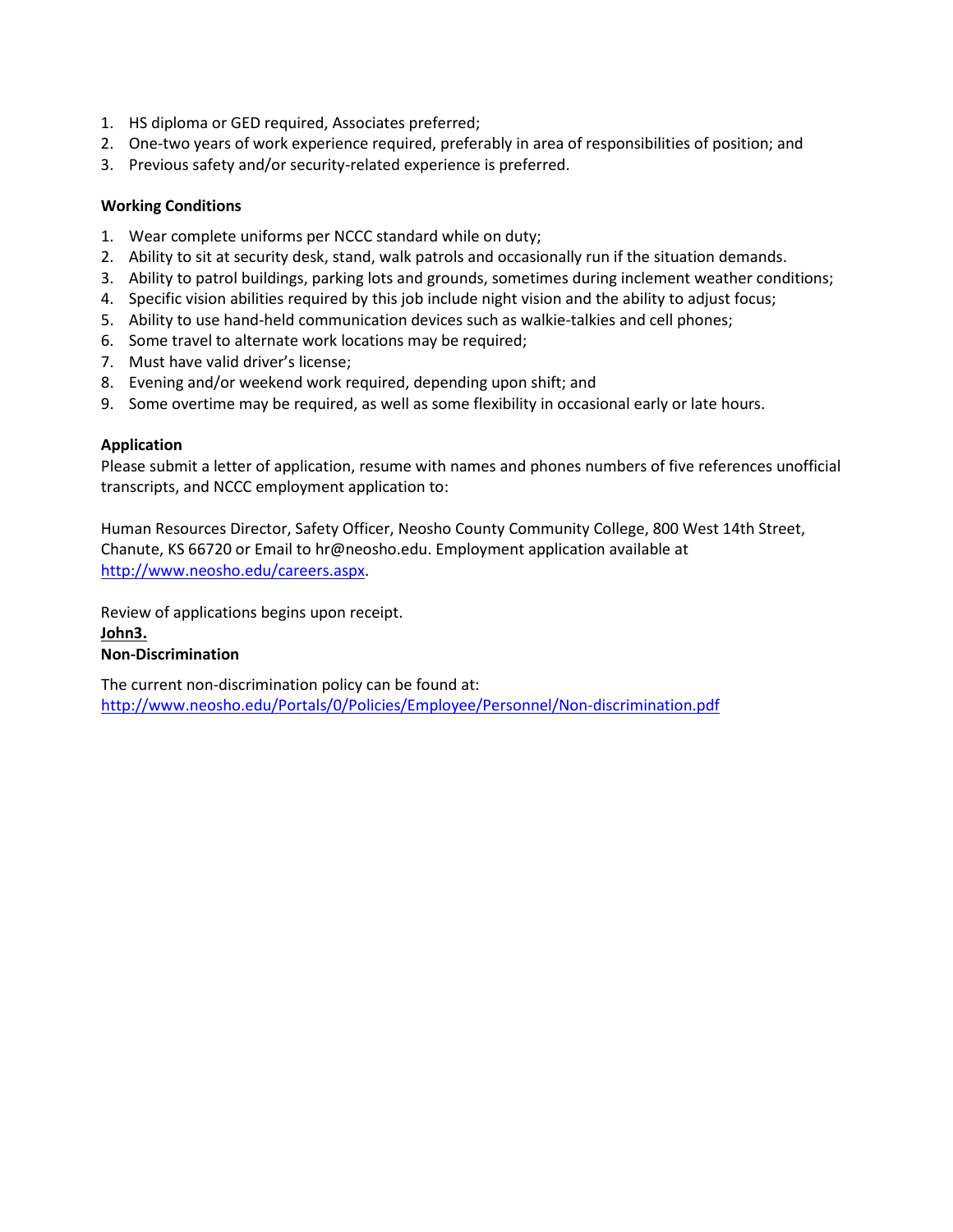1. HS diploma or GED required, Associates preferred;
2. One-two years of work experience required, preferably in area of responsibilities of position; and
3. Previous safety and/or security-related experience is preferred.

**Working Conditions**

1. Wear complete uniforms per NCCC standard while on duty;
2. Ability to sit at security desk, stand, walk patrols and occasionally run if the situation demands.
3. Ability to patrol buildings, parking lots and grounds, sometimes during inclement weather conditions;
4. Specific vision abilities required by this job include night vision and the ability to adjust focus;
5. Ability to use hand-held communication devices such as walkie-talkies and cell phones;
6. Some travel to alternate work locations may be required;
7. Must have valid driver's license;
8. Evening and/or weekend work required, depending upon shift; and
9. Some overtime may be required, as well as some flexibility in occasional early or late hours.

**Application**

Please submit a letter of application, resume with names and phones numbers of five references unofficial transcripts, and NCCC employment application to:

Human Resources Director, Safety Officer, Neosho County Community College, 800 West 14th Street, Chanute, KS 66720 or Email to hr@neosho.edu. Employment application available at http://www.neosho.edu/careers.aspx.

Review of applications begins upon receipt.

**John3.**

**Non-Discrimination**

The current non-discrimination policy can be found at:
http://www.neosho.edu/Portals/0/Policies/Employee/Personnel/Non-discrimination.pdf